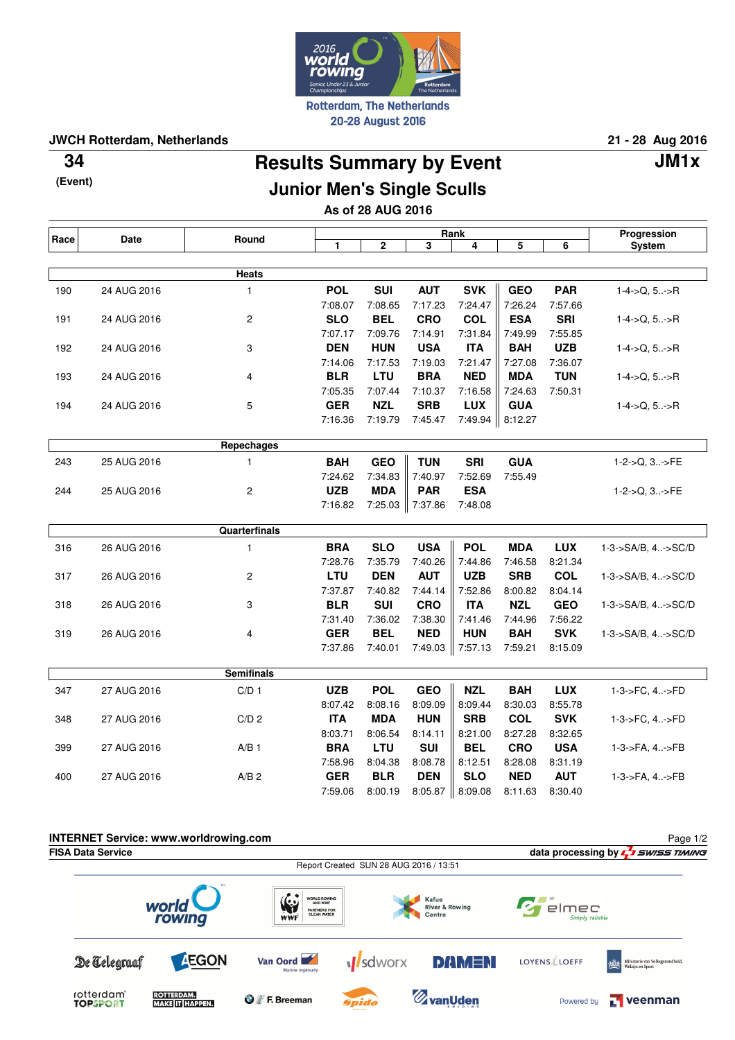Rotterdam, The Netherlands
20-28 August 2016

**JWCH Rotterdam, Netherlands** — **21 - 28 Aug 2016**

**34** (Event)

# Results Summary by Event

**JM1x**

## Junior Men's Single Sculls

**As of 28 AUG 2016**

| Race | Date | Round | Rank 1 | 2 | 3 | 4 | 5 | 6 | Progression System |
|---|---|---|---|---|---|---|---|---|---|
| | | **Heats** | | | | | | | |
| 190 | 24 AUG 2016 | 1 | POL 7:08.07 | SUI 7:08.65 | AUT 7:17.23 | SVK 7:24.47 | GEO 7:26.24 | PAR 7:57.66 | 1-4->Q, 5..->R |
| 191 | 24 AUG 2016 | 2 | SLO 7:07.17 | BEL 7:09.76 | CRO 7:14.91 | COL 7:31.84 | ESA 7:49.99 | SRI 7:55.85 | 1-4->Q, 5..->R |
| 192 | 24 AUG 2016 | 3 | DEN 7:14.06 | HUN 7:17.53 | USA 7:19.03 | ITA 7:21.47 | BAH 7:27.08 | UZB 7:36.07 | 1-4->Q, 5..->R |
| 193 | 24 AUG 2016 | 4 | BLR 7:05.35 | LTU 7:07.44 | BRA 7:10.37 | NED 7:16.58 | MDA 7:24.63 | TUN 7:50.31 | 1-4->Q, 5..->R |
| 194 | 24 AUG 2016 | 5 | GER 7:16.36 | NZL 7:19.79 | SRB 7:45.47 | LUX 7:49.94 | GUA 8:12.27 | | 1-4->Q, 5..->R |
| | | **Repechages** | | | | | | | |
| 243 | 25 AUG 2016 | 1 | BAH 7:24.62 | GEO 7:34.83 | TUN 7:40.97 | SRI 7:52.69 | GUA 7:55.49 | | 1-2->Q, 3..->FE |
| 244 | 25 AUG 2016 | 2 | UZB 7:16.82 | MDA 7:25.03 | PAR 7:37.86 | ESA 7:48.08 | | | 1-2->Q, 3..->FE |
| | | **Quarterfinals** | | | | | | | |
| 316 | 26 AUG 2016 | 1 | BRA 7:28.76 | SLO 7:35.79 | USA 7:40.26 | POL 7:44.86 | MDA 7:46.58 | LUX 8:21.34 | 1-3->SA/B, 4..->SC/D |
| 317 | 26 AUG 2016 | 2 | LTU 7:37.87 | DEN 7:40.82 | AUT 7:44.14 | UZB 7:52.86 | SRB 8:00.82 | COL 8:04.14 | 1-3->SA/B, 4..->SC/D |
| 318 | 26 AUG 2016 | 3 | BLR 7:31.40 | SUI 7:36.02 | CRO 7:38.30 | ITA 7:41.46 | NZL 7:44.96 | GEO 7:56.22 | 1-3->SA/B, 4..->SC/D |
| 319 | 26 AUG 2016 | 4 | GER 7:37.86 | BEL 7:40.01 | NED 7:49.03 | HUN 7:57.13 | BAH 7:59.21 | SVK 8:15.09 | 1-3->SA/B, 4..->SC/D |
| | | **Semifinals** | | | | | | | |
| 347 | 27 AUG 2016 | C/D 1 | UZB 8:07.42 | POL 8:08.16 | GEO 8:09.09 | NZL 8:09.44 | BAH 8:30.03 | LUX 8:55.78 | 1-3->FC, 4..->FD |
| 348 | 27 AUG 2016 | C/D 2 | ITA 8:03.71 | MDA 8:06.54 | HUN 8:14.11 | SRB 8:21.00 | COL 8:27.28 | SVK 8:32.65 | 1-3->FC, 4..->FD |
| 399 | 27 AUG 2016 | A/B 1 | BRA 7:58.96 | LTU 8:04.38 | SUI 8:08.78 | BEL 8:12.51 | CRO 8:28.08 | USA 8:31.19 | 1-3->FA, 4..->FB |
| 400 | 27 AUG 2016 | A/B 2 | GER 7:59.06 | BLR 8:00.19 | DEN 8:05.87 | SLO 8:09.08 | NED 8:11.63 | AUT 8:30.40 | 1-3->FA, 4..->FB |

**INTERNET Service: www.worldrowing.com**

**FISA Data Service** — data processing by SWISS TIMING

Report Created SUN 28 AUG 2016 / 13:51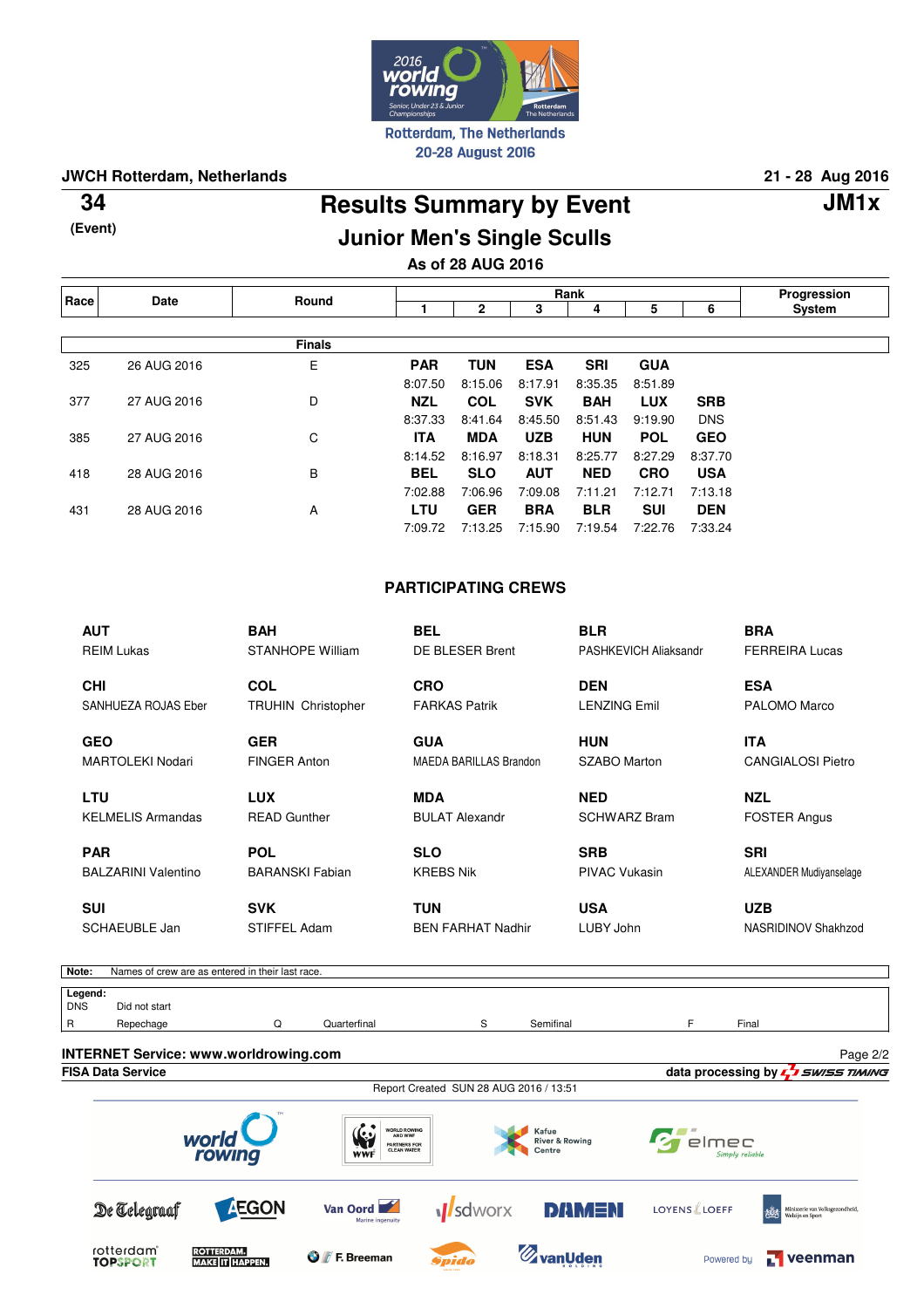2016 world rowing Senior, Under 23 & Junior Championships Rotterdam The Netherlands

Rotterdam, The Netherlands
20-28 August 2016

**JWCH Rotterdam, Netherlands** **21 - 28 Aug 2016**

**34**
**(Event)**

# Results Summary by Event

**JM1x**

## Junior Men's Single Sculls

**As of 28 AUG 2016**

| Race | Date | Round | Rank 1 | 2 | 3 | 4 | 5 | 6 | Progression System |
|---|---|---|---|---|---|---|---|---|---|
| | | **Finals** | | | | | | | |
| 325 | 26 AUG 2016 | E | **PAR** 8:07.50 | **TUN** 8:15.06 | **ESA** 8:17.91 | **SRI** 8:35.35 | **GUA** 8:51.89 | | |
| 377 | 27 AUG 2016 | D | **NZL** 8:37.33 | **COL** 8:41.64 | **SVK** 8:45.50 | **BAH** 8:51.43 | **LUX** 9:19.90 | **SRB** DNS | |
| 385 | 27 AUG 2016 | C | **ITA** 8:14.52 | **MDA** 8:16.97 | **UZB** 8:18.31 | **HUN** 8:25.77 | **POL** 8:27.29 | **GEO** 8:37.70 | |
| 418 | 28 AUG 2016 | B | **BEL** 7:02.88 | **SLO** 7:06.96 | **AUT** 7:09.08 | **NED** 7:11.21 | **CRO** 7:12.71 | **USA** 7:13.18 | |
| 431 | 28 AUG 2016 | A | **LTU** 7:09.72 | **GER** 7:13.25 | **BRA** 7:15.90 | **BLR** 7:19.54 | **SUI** 7:22.76 | **DEN** 7:33.24 | |

### PARTICIPATING CREWS

| | | | | |
|---|---|---|---|---|
| **AUT** REIM Lukas | **BAH** STANHOPE William | **BEL** DE BLESER Brent | **BLR** PASHKEVICH Aliaksandr | **BRA** FERREIRA Lucas |
| **CHI** SANHUEZA ROJAS Eber | **COL** TRUHIN Christopher | **CRO** FARKAS Patrik | **DEN** LENZING Emil | **ESA** PALOMO Marco |
| **GEO** MARTOLEKI Nodari | **GER** FINGER Anton | **GUA** MAEDA BARILLAS Brandon | **HUN** SZABO Marton | **ITA** CANGIALOSI Pietro |
| **LTU** KELMELIS Armandas | **LUX** READ Gunther | **MDA** BULAT Alexandr | **NED** SCHWARZ Bram | **NZL** FOSTER Angus |
| **PAR** BALZARINI Valentino | **POL** BARANSKI Fabian | **SLO** KREBS Nik | **SRB** PIVAC Vukasin | **SRI** ALEXANDER Mudiyanselage |
| **SUI** SCHAEUBLE Jan | **SVK** STIFFEL Adam | **TUN** BEN FARHAT Nadhir | **USA** LUBY John | **UZB** NASRIDINOV Shakhzod |

**Note:** Names of crew are as entered in their last race.

**Legend:**
DNS Did not start
R Repechage Q Quarterfinal S Semifinal F Final

**INTERNET Service: www.worldrowing.com**
**FISA Data Service** **data processing by SWISS TIMING**

Report Created SUN 28 AUG 2016 / 13:51